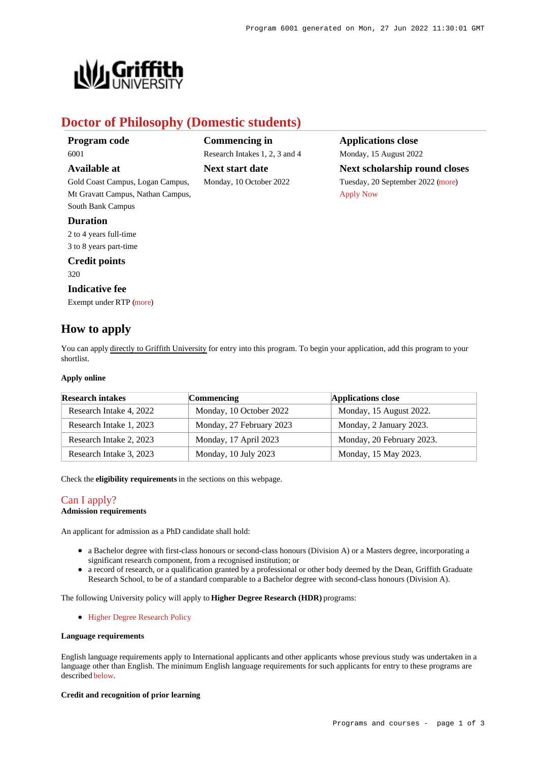# Doctor of Philosophy (Domestic students)

**Program code**
6001

**Available at**
Gold Coast Campus, Logan Campus, Mt Gravatt Campus, Nathan Campus, South Bank Campus

**Duration**
2 to 4 years full-time
3 to 8 years part-time

**Credit points**
320

**Indicative fee**
Exempt under RTP (more)

**Commencing in**
Research Intakes 1, 2, 3 and 4

**Next start date**
Monday, 10 October 2022

**Applications close**
Monday, 15 August 2022

**Next scholarship round closes**
Tuesday, 20 September 2022 (more)
Apply Now

## How to apply

You can apply directly to Griffith University for entry into this program. To begin your application, add this program to your shortlist.

**Apply online**

| Research intakes | Commencing | Applications close |
|---|---|---|
| Research Intake 4, 2022 | Monday, 10 October 2022 | Monday, 15 August 2022. |
| Research Intake 1, 2023 | Monday, 27 February 2023 | Monday, 2 January 2023. |
| Research Intake 2, 2023 | Monday, 17 April 2023 | Monday, 20 February 2023. |
| Research Intake 3, 2023 | Monday, 10 July 2023 | Monday, 15 May 2023. |

Check the **eligibility requirements** in the sections on this webpage.

## Can I apply?

**Admission requirements**

An applicant for admission as a PhD candidate shall hold:

- a Bachelor degree with first-class honours or second-class honours (Division A) or a Masters degree, incorporating a significant research component, from a recognised institution; or
- a record of research, or a qualification granted by a professional or other body deemed by the Dean, Griffith Graduate Research School, to be of a standard comparable to a Bachelor degree with second-class honours (Division A).

The following University policy will apply to **Higher Degree Research (HDR)** programs:

- Higher Degree Research Policy

**Language requirements**

English language requirements apply to International applicants and other applicants whose previous study was undertaken in a language other than English. The minimum English language requirements for such applicants for entry to these programs are described below.

**Credit and recognition of prior learning**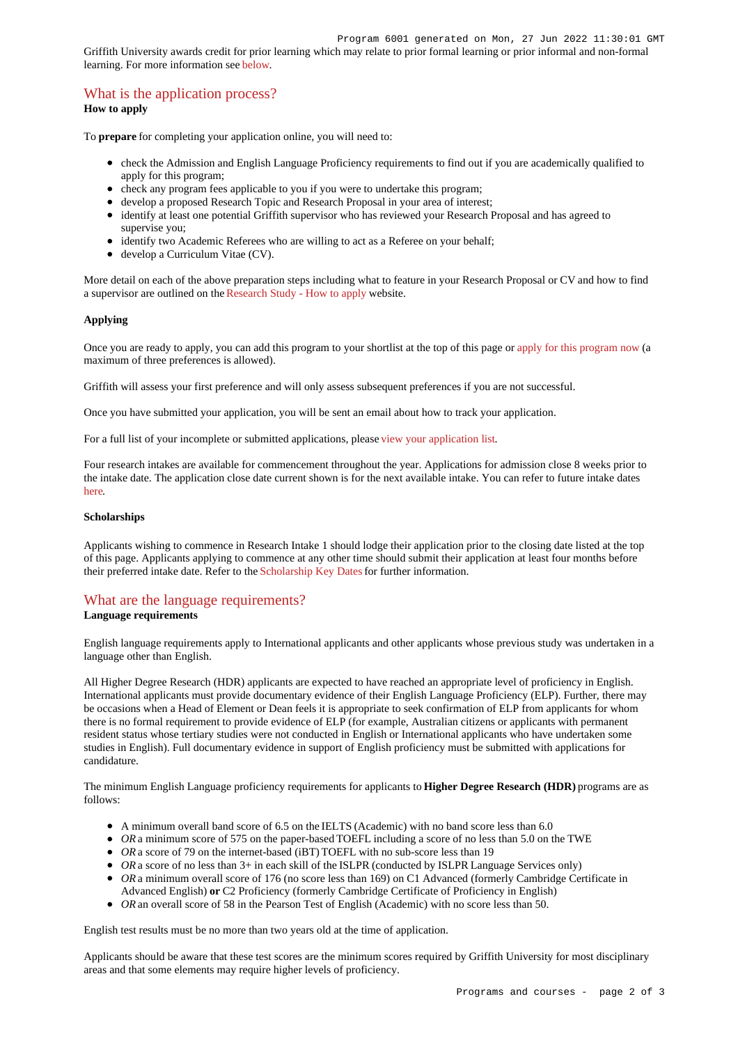Griffith University awards credit for prior learning which may relate to prior formal learning or prior informal and non-formal learning. For more information see below.

## What is the application process?

**How to apply**

To **prepare** for completing your application online, you will need to:

- check the Admission and English Language Proficiency requirements to find out if you are academically qualified to apply for this program;
- check any program fees applicable to you if you were to undertake this program;
- develop a proposed Research Topic and Research Proposal in your area of interest;
- identify at least one potential Griffith supervisor who has reviewed your Research Proposal and has agreed to supervise you;
- identify two Academic Referees who are willing to act as a Referee on your behalf;
- develop a Curriculum Vitae (CV).

More detail on each of the above preparation steps including what to feature in your Research Proposal or CV and how to find a supervisor are outlined on the Research Study - How to apply website.

**Applying**

Once you are ready to apply, you can add this program to your shortlist at the top of this page or apply for this program now (a maximum of three preferences is allowed).

Griffith will assess your first preference and will only assess subsequent preferences if you are not successful.

Once you have submitted your application, you will be sent an email about how to track your application.

For a full list of your incomplete or submitted applications, please view your application list.

Four research intakes are available for commencement throughout the year. Applications for admission close 8 weeks prior to the intake date. The application close date current shown is for the next available intake. You can refer to future intake dates here.

**Scholarships**

Applicants wishing to commence in Research Intake 1 should lodge their application prior to the closing date listed at the top of this page. Applicants applying to commence at any other time should submit their application at least four months before their preferred intake date. Refer to the Scholarship Key Dates for further information.

## What are the language requirements?

**Language requirements**

English language requirements apply to International applicants and other applicants whose previous study was undertaken in a language other than English.

All Higher Degree Research (HDR) applicants are expected to have reached an appropriate level of proficiency in English. International applicants must provide documentary evidence of their English Language Proficiency (ELP). Further, there may be occasions when a Head of Element or Dean feels it is appropriate to seek confirmation of ELP from applicants for whom there is no formal requirement to provide evidence of ELP (for example, Australian citizens or applicants with permanent resident status whose tertiary studies were not conducted in English or International applicants who have undertaken some studies in English). Full documentary evidence in support of English proficiency must be submitted with applications for candidature.

The minimum English Language proficiency requirements for applicants to **Higher Degree Research (HDR)** programs are as follows:

- A minimum overall band score of 6.5 on the IELTS (Academic) with no band score less than 6.0
- *OR* a minimum score of 575 on the paper-based TOEFL including a score of no less than 5.0 on the TWE
- *OR* a score of 79 on the internet-based (iBT) TOEFL with no sub-score less than 19
- *OR* a score of no less than 3+ in each skill of the ISLPR (conducted by ISLPR Language Services only)
- *OR* a minimum overall score of 176 (no score less than 169) on C1 Advanced (formerly Cambridge Certificate in Advanced English) **or** C2 Proficiency (formerly Cambridge Certificate of Proficiency in English)
- *OR* an overall score of 58 in the Pearson Test of English (Academic) with no score less than 50.

English test results must be no more than two years old at the time of application.

Applicants should be aware that these test scores are the minimum scores required by Griffith University for most disciplinary areas and that some elements may require higher levels of proficiency.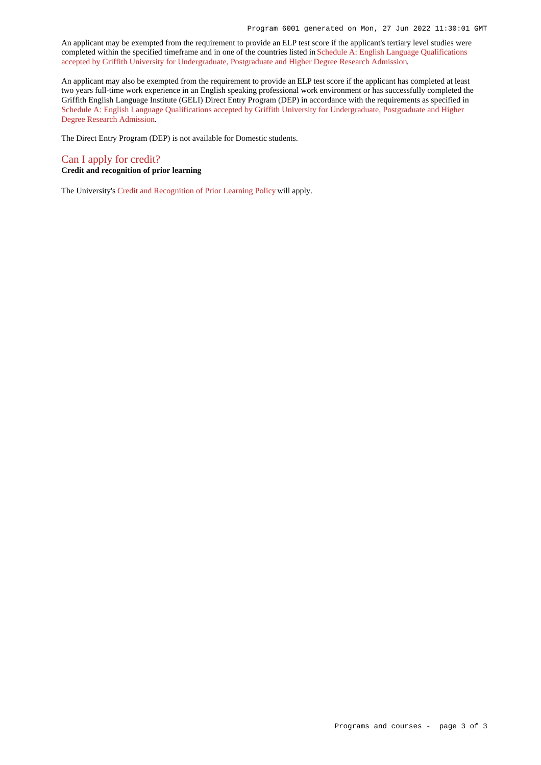An applicant may be exempted from the requirement to provide an ELP test score if the applicant's tertiary level studies were completed within the specified timeframe and in one of the countries listed in Schedule A: English Language Qualifications accepted by Griffith University for Undergraduate, Postgraduate and Higher Degree Research Admission.

An applicant may also be exempted from the requirement to provide an ELP test score if the applicant has completed at least two years full-time work experience in an English speaking professional work environment or has successfully completed the Griffith English Language Institute (GELI) Direct Entry Program (DEP) in accordance with the requirements as specified in Schedule A: English Language Qualifications accepted by Griffith University for Undergraduate, Postgraduate and Higher Degree Research Admission.

The Direct Entry Program (DEP) is not available for Domestic students.

## Can I apply for credit?

**Credit and recognition of prior learning**

The University's Credit and Recognition of Prior Learning Policy will apply.